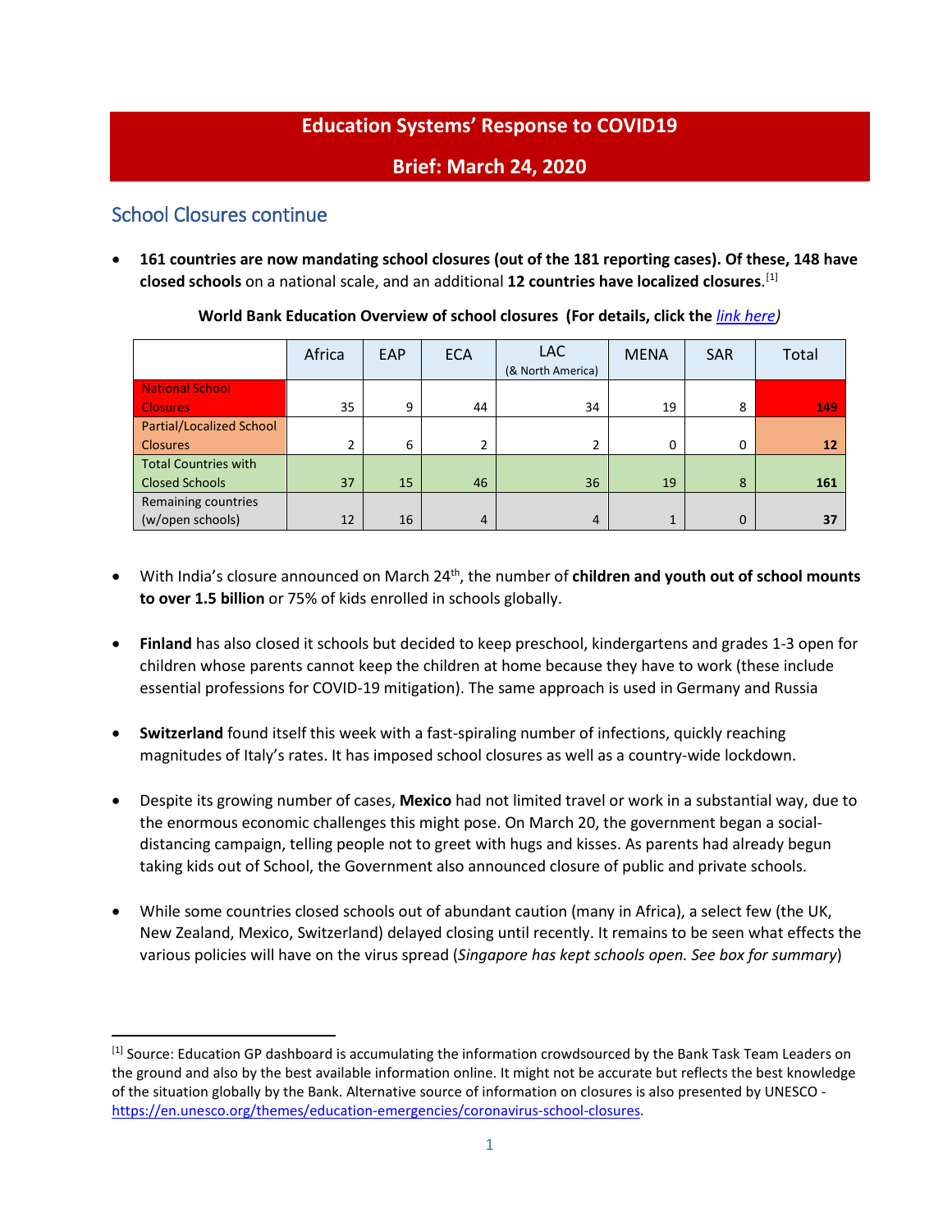# Education Systems' Response to COVID19

## Brief: March 24, 2020

## School Closures continue

- **161 countries are now mandating school closures (out of the 181 reporting cases). Of these, 148 have closed schools** on a national scale, and an additional **12 countries have localized closures**.[1]

**World Bank Education Overview of school closures (For details, click the *link here*)**

| | Africa | EAP | ECA | LAC (& North America) | MENA | SAR | Total |
|---|---|---|---|---|---|---|---|
| National School Closures | 35 | 9 | 44 | 34 | 19 | 8 | **149** |
| Partial/Localized School Closures | 2 | 6 | 2 | 2 | 0 | 0 | **12** |
| Total Countries with Closed Schools | 37 | 15 | 46 | 36 | 19 | 8 | **161** |
| Remaining countries (w/open schools) | 12 | 16 | 4 | 4 | 1 | 0 | **37** |

- With India's closure announced on March 24th, the number of **children and youth out of school mounts to over 1.5 billion** or 75% of kids enrolled in schools globally.

- **Finland** has also closed it schools but decided to keep preschool, kindergartens and grades 1-3 open for children whose parents cannot keep the children at home because they have to work (these include essential professions for COVID-19 mitigation). The same approach is used in Germany and Russia

- **Switzerland** found itself this week with a fast-spiraling number of infections, quickly reaching magnitudes of Italy's rates. It has imposed school closures as well as a country-wide lockdown.

- Despite its growing number of cases, **Mexico** had not limited travel or work in a substantial way, due to the enormous economic challenges this might pose. On March 20, the government began a social-distancing campaign, telling people not to greet with hugs and kisses. As parents had already begun taking kids out of School, the Government also announced closure of public and private schools.

- While some countries closed schools out of abundant caution (many in Africa), a select few (the UK, New Zealand, Mexico, Switzerland) delayed closing until recently. It remains to be seen what effects the various policies will have on the virus spread (*Singapore has kept schools open. See box for summary*)

---

[1] Source: Education GP dashboard is accumulating the information crowdsourced by the Bank Task Team Leaders on the ground and also by the best available information online. It might not be accurate but reflects the best knowledge of the situation globally by the Bank. Alternative source of information on closures is also presented by UNESCO - https://en.unesco.org/themes/education-emergencies/coronavirus-school-closures.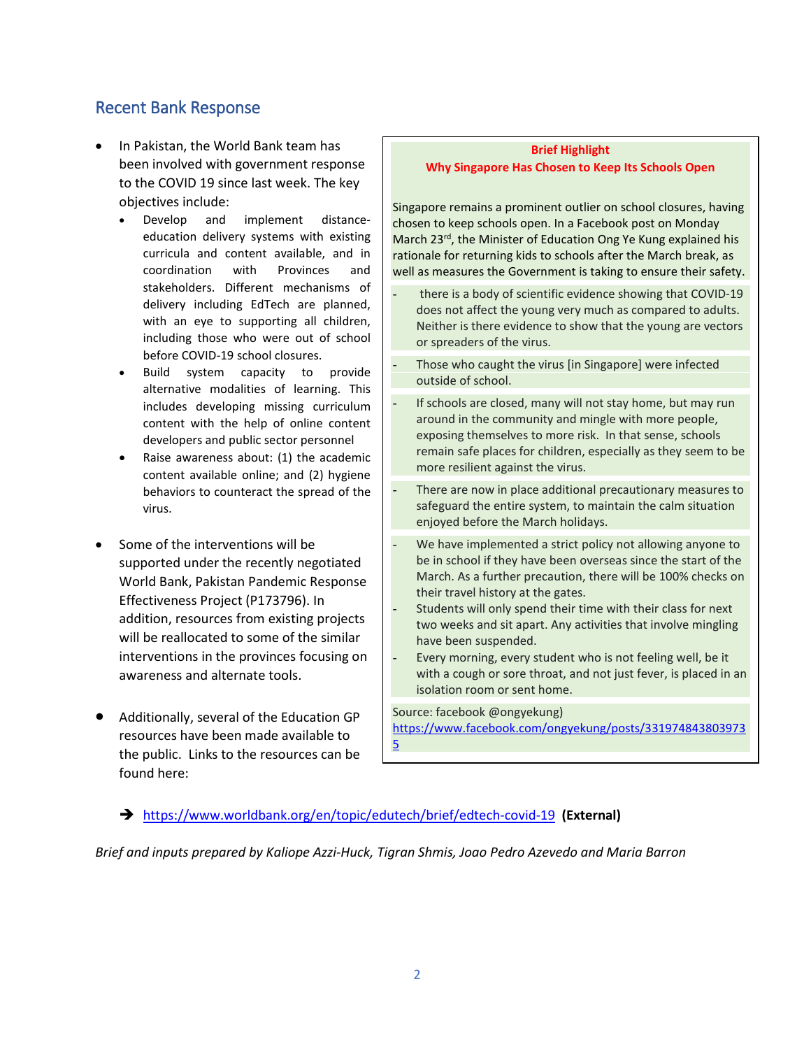## Recent Bank Response

- In Pakistan, the World Bank team has been involved with government response to the COVID 19 since last week. The key objectives include:
  - Develop and implement distance-education delivery systems with existing curricula and content available, and in coordination with Provinces and stakeholders. Different mechanisms of delivery including EdTech are planned, with an eye to supporting all children, including those who were out of school before COVID-19 school closures.
  - Build system capacity to provide alternative modalities of learning. This includes developing missing curriculum content with the help of online content developers and public sector personnel
  - Raise awareness about: (1) the academic content available online; and (2) hygiene behaviors to counteract the spread of the virus.

- Some of the interventions will be supported under the recently negotiated World Bank, Pakistan Pandemic Response Effectiveness Project (P173796). In addition, resources from existing projects will be reallocated to some of the similar interventions in the provinces focusing on awareness and alternate tools.

- Additionally, several of the Education GP resources have been made available to the public. Links to the resources can be found here:

> **Brief Highlight**
>
> **Why Singapore Has Chosen to Keep Its Schools Open**
>
> Singapore remains a prominent outlier on school closures, having chosen to keep schools open. In a Facebook post on Monday March 23rd, the Minister of Education Ong Ye Kung explained his rationale for returning kids to schools after the March break, as well as measures the Government is taking to ensure their safety.
>
> - there is a body of scientific evidence showing that COVID-19 does not affect the young very much as compared to adults. Neither is there evidence to show that the young are vectors or spreaders of the virus.
> - Those who caught the virus [in Singapore] were infected outside of school.
> - If schools are closed, many will not stay home, but may run around in the community and mingle with more people, exposing themselves to more risk. In that sense, schools remain safe places for children, especially as they seem to be more resilient against the virus.
> - There are now in place additional precautionary measures to safeguard the entire system, to maintain the calm situation enjoyed before the March holidays.
> - We have implemented a strict policy not allowing anyone to be in school if they have been overseas since the start of the March. As a further precaution, there will be 100% checks on their travel history at the gates.
> - Students will only spend their time with their class for next two weeks and sit apart. Any activities that involve mingling have been suspended.
> - Every morning, every student who is not feeling well, be it with a cough or sore throat, and not just fever, is placed in an isolation room or sent home.
>
> Source: facebook @ongyekung)
> https://www.facebook.com/ongyekung/posts/3319748438039735

➔ https://www.worldbank.org/en/topic/edutech/brief/edtech-covid-19 **(External)**

*Brief and inputs prepared by Kaliope Azzi-Huck, Tigran Shmis, Joao Pedro Azevedo and Maria Barron*